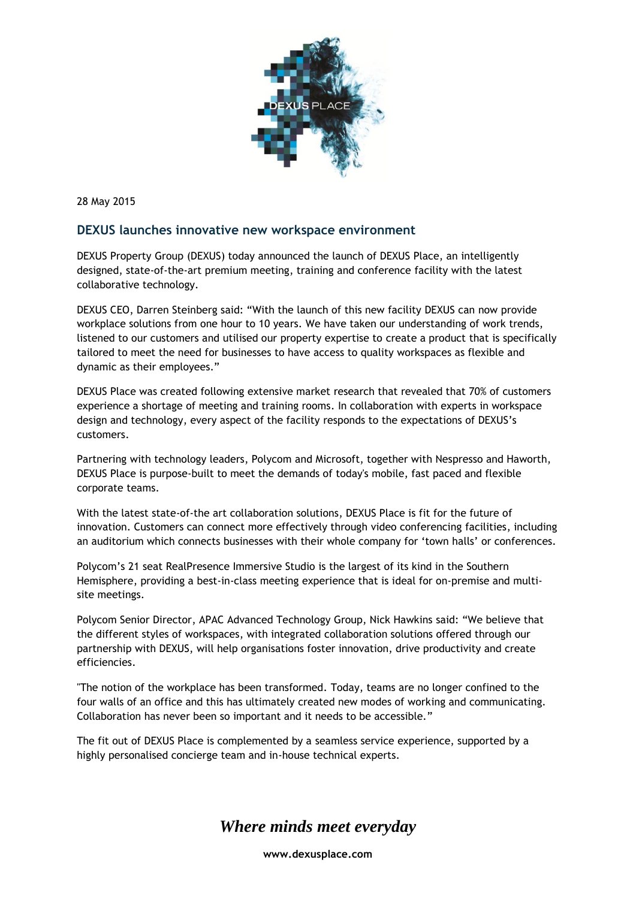28 May 2015

## DEXUS launches innovative new workspace environment

DEXUS Property Group (DEXUS) today announced the launch of DEXUS Place, an intelligently designed, state-of-the-art premium meeting, training and conference facility with the latest collaborative technology.

DEXUS CEO, Darren Steinberg said: "With the launch of this new facility DEXUS can now provide workplace solutions from one hour to 10 years. We have taken our understanding of work trends, listened to our customers and utilised our property expertise to create a product that is specifically tailored to meet the need for businesses to have access to quality workspaces as flexible and dynamic as their employees."

DEXUS Place was created following extensive market research that revealed that 70% of customers experience a shortage of meeting and training rooms. In collaboration with experts in workspace design and technology, every aspect of the facility responds to the expectations of DEXUS's customers.

Partnering with technology leaders, Polycom and Microsoft, together with Nespresso and Haworth, DEXUS Place is purpose-built to meet the demands of today's mobile, fast paced and flexible corporate teams.

With the latest state-of-the art collaboration solutions, DEXUS Place is fit for the future of innovation. Customers can connect more effectively through video conferencing facilities, including an auditorium which connects businesses with their whole company for 'town halls' or conferences.

Polycom's 21 seat RealPresence Immersive Studio is the largest of its kind in the Southern Hemisphere, providing a best-in-class meeting experience that is ideal for on-premise and multi-site meetings.

Polycom Senior Director, APAC Advanced Technology Group, Nick Hawkins said: "We believe that the different styles of workspaces, with integrated collaboration solutions offered through our partnership with DEXUS, will help organisations foster innovation, drive productivity and create efficiencies.

"The notion of the workplace has been transformed. Today, teams are no longer confined to the four walls of an office and this has ultimately created new modes of working and communicating. Collaboration has never been so important and it needs to be accessible."

The fit out of DEXUS Place is complemented by a seamless service experience, supported by a highly personalised concierge team and in-house technical experts.

***Where minds meet everyday***

**www.dexusplace.com**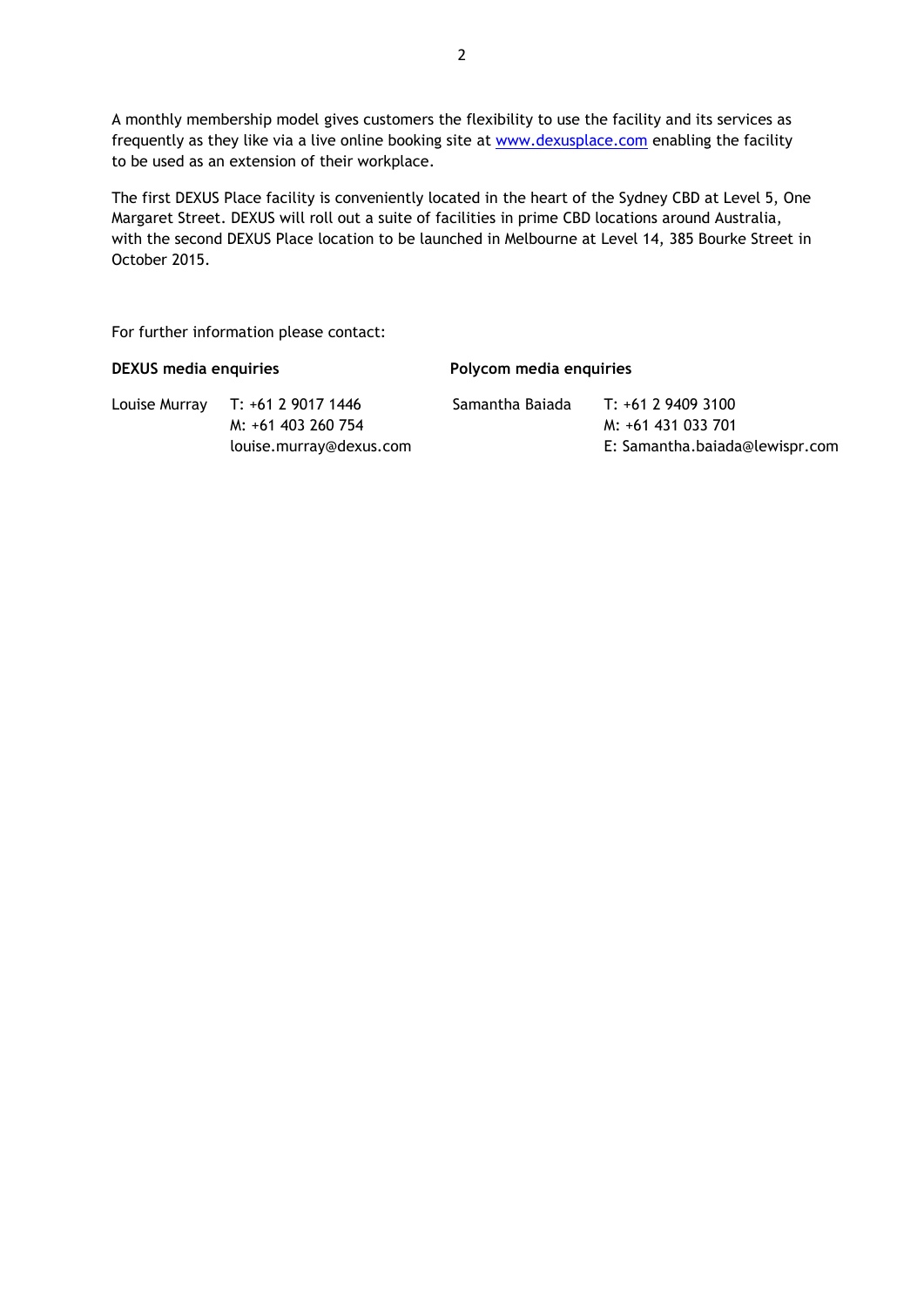A monthly membership model gives customers the flexibility to use the facility and its services as frequently as they like via a live online booking site at www.dexusplace.com enabling the facility to be used as an extension of their workplace.

The first DEXUS Place facility is conveniently located in the heart of the Sydney CBD at Level 5, One Margaret Street. DEXUS will roll out a suite of facilities in prime CBD locations around Australia, with the second DEXUS Place location to be launched in Melbourne at Level 14, 385 Bourke Street in October 2015.

For further information please contact:

**DEXUS media enquiries**

Louise Murray
T: +61 2 9017 1446
M: +61 403 260 754
louise.murray@dexus.com

**Polycom media enquiries**

Samantha Baiada
T: +61 2 9409 3100
M: +61 431 033 701
E: Samantha.baiada@lewispr.com